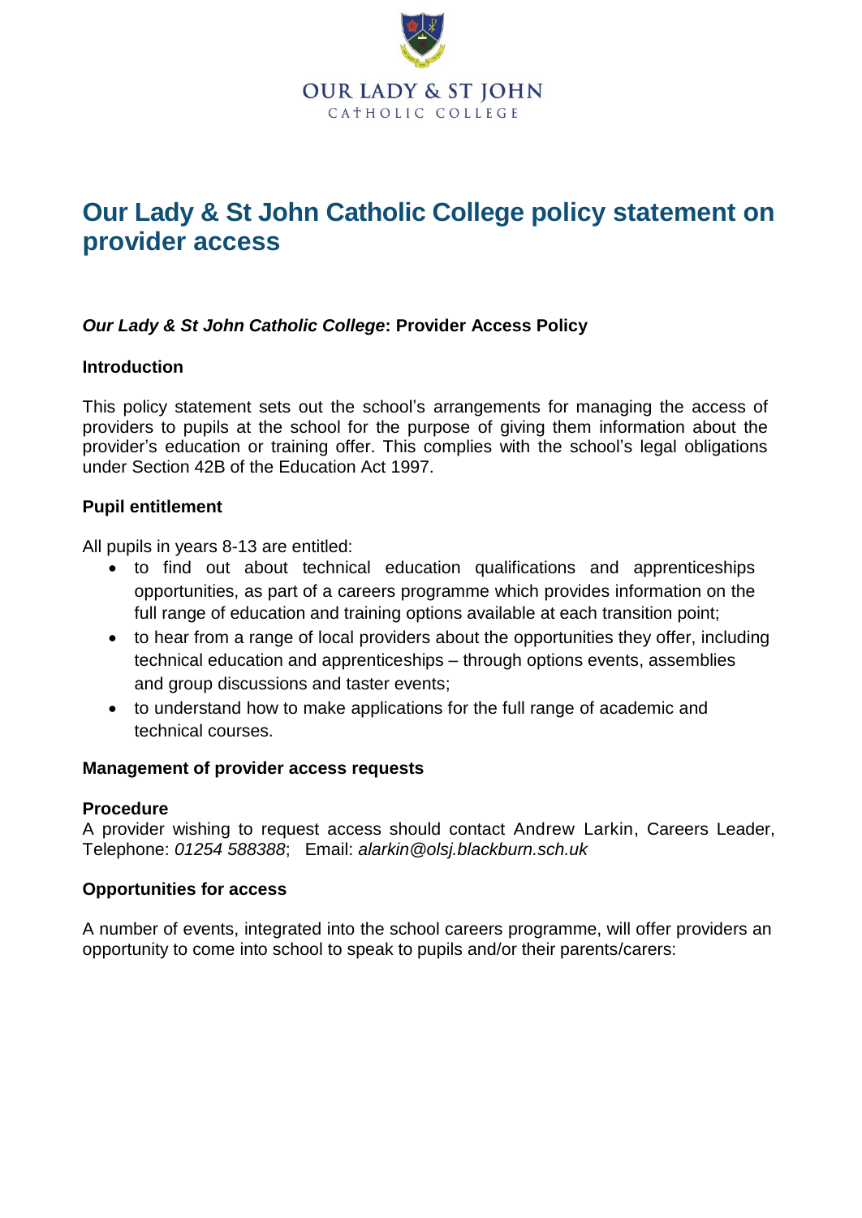OUR LADY & ST JOHN
CATHOLIC COLLEGE

# Our Lady & St John Catholic College policy statement on provider access

***Our Lady & St John Catholic College*: Provider Access Policy**

### Introduction

This policy statement sets out the school's arrangements for managing the access of providers to pupils at the school for the purpose of giving them information about the provider's education or training offer. This complies with the school's legal obligations under Section 42B of the Education Act 1997.

### Pupil entitlement

All pupils in years 8-13 are entitled:

- to find out about technical education qualifications and apprenticeships opportunities, as part of a careers programme which provides information on the full range of education and training options available at each transition point;
- to hear from a range of local providers about the opportunities they offer, including technical education and apprenticeships – through options events, assemblies and group discussions and taster events;
- to understand how to make applications for the full range of academic and technical courses.

### Management of provider access requests

**Procedure**

A provider wishing to request access should contact Andrew Larkin, Careers Leader, Telephone: *01254 588388*; Email: *alarkin@olsj.blackburn.sch.uk*

### Opportunities for access

A number of events, integrated into the school careers programme, will offer providers an opportunity to come into school to speak to pupils and/or their parents/carers: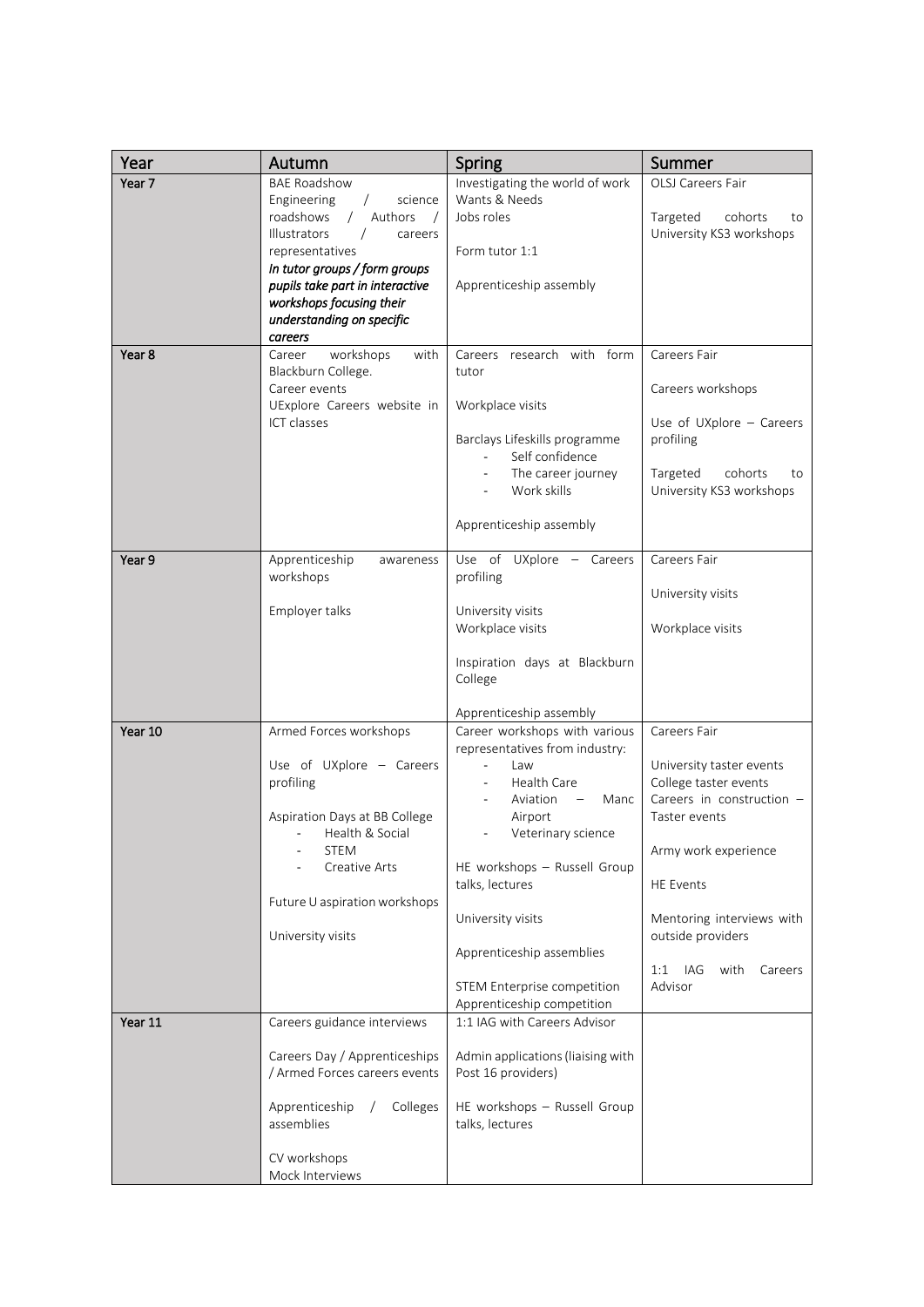| Year | Autumn | Spring | Summer |
|---|---|---|---|
| Year 7 | BAE Roadshow<br>Engineering / science roadshows / Authors / Illustrators / careers representatives<br>***In tutor groups / form groups pupils take part in interactive workshops focusing their understanding on specific careers*** | Investigating the world of work<br>Wants & Needs<br>Jobs roles<br><br>Form tutor 1:1<br><br>Apprenticeship assembly | OLSJ Careers Fair<br><br>Targeted cohorts to University KS3 workshops |
| Year 8 | Career workshops with Blackburn College.<br>Career events<br>UExplore Careers website in ICT classes | Careers research with form tutor<br><br>Workplace visits<br><br>Barclays Lifeskills programme<br>- Self confidence<br>- The career journey<br>- Work skills<br><br>Apprenticeship assembly | Careers Fair<br><br>Careers workshops<br><br>Use of UXplore – Careers profiling<br><br>Targeted cohorts to University KS3 workshops |
| Year 9 | Apprenticeship awareness workshops<br><br>Employer talks | Use of UXplore – Careers profiling<br><br>University visits<br>Workplace visits<br><br>Inspiration days at Blackburn College<br><br>Apprenticeship assembly | Careers Fair<br><br>University visits<br><br>Workplace visits |
| Year 10 | Armed Forces workshops<br><br>Use of UXplore – Careers profiling<br><br>Aspiration Days at BB College<br>- Health & Social<br>- STEM<br>- Creative Arts<br><br>Future U aspiration workshops<br><br>University visits | Career workshops with various representatives from industry:<br>- Law<br>- Health Care<br>- Aviation – Manc Airport<br>- Veterinary science<br><br>HE workshops – Russell Group talks, lectures<br><br>University visits<br><br>Apprenticeship assemblies<br><br>STEM Enterprise competition<br>Apprenticeship competition | Careers Fair<br><br>University taster events<br>College taster events<br>Careers in construction – Taster events<br><br>Army work experience<br><br>HE Events<br><br>Mentoring interviews with outside providers<br><br>1:1 IAG with Careers Advisor |
| Year 11 | Careers guidance interviews<br><br>Careers Day / Apprenticeships / Armed Forces careers events<br><br>Apprenticeship / Colleges assemblies<br><br>CV workshops<br>Mock Interviews | 1:1 IAG with Careers Advisor<br><br>Admin applications (liaising with Post 16 providers)<br><br>HE workshops – Russell Group talks, lectures | |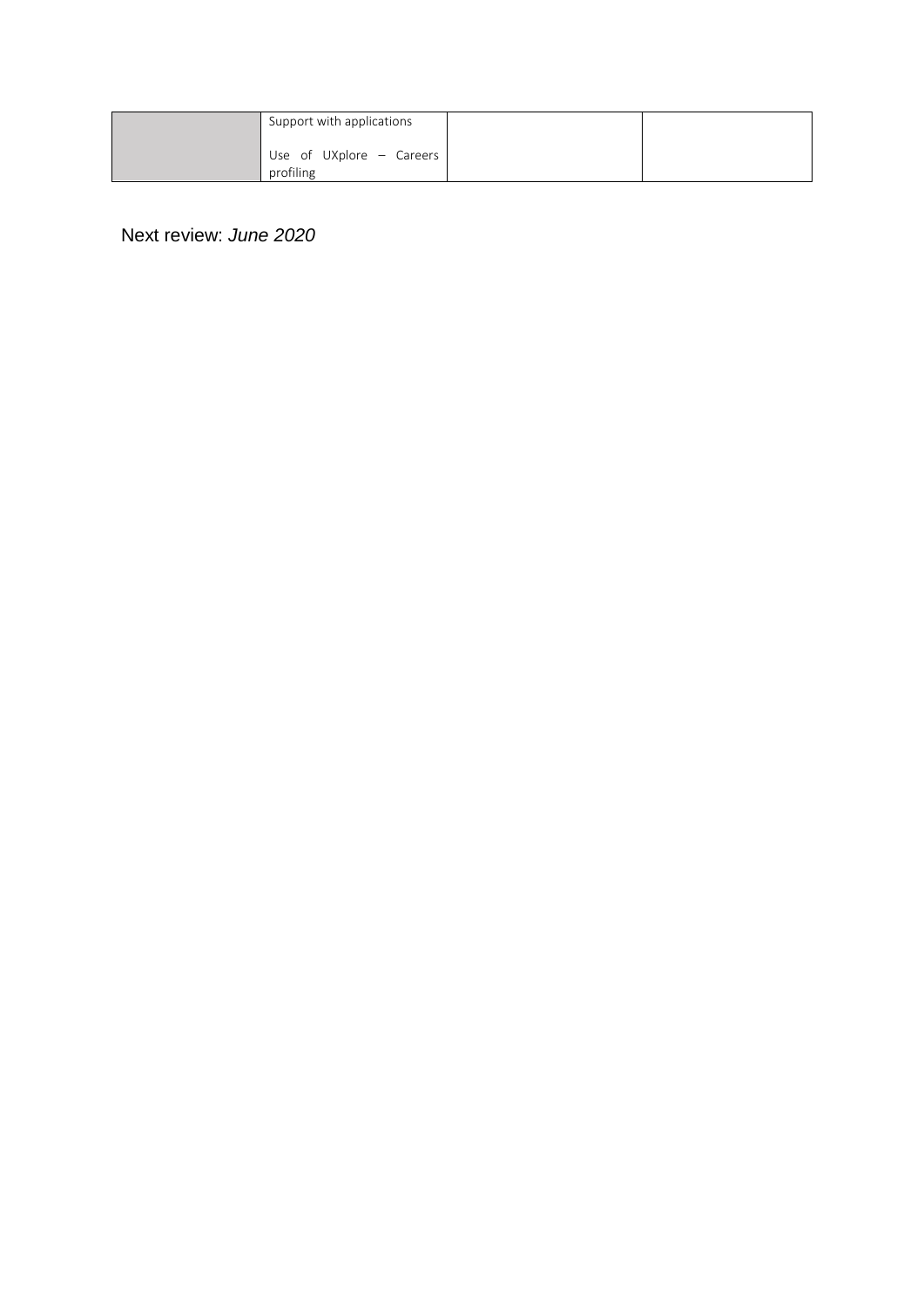| | | | |
|---|---|---|---|
| | Support with applications<br><br>Use of UXplore – Careers profiling | | |

Next review: *June 2020*